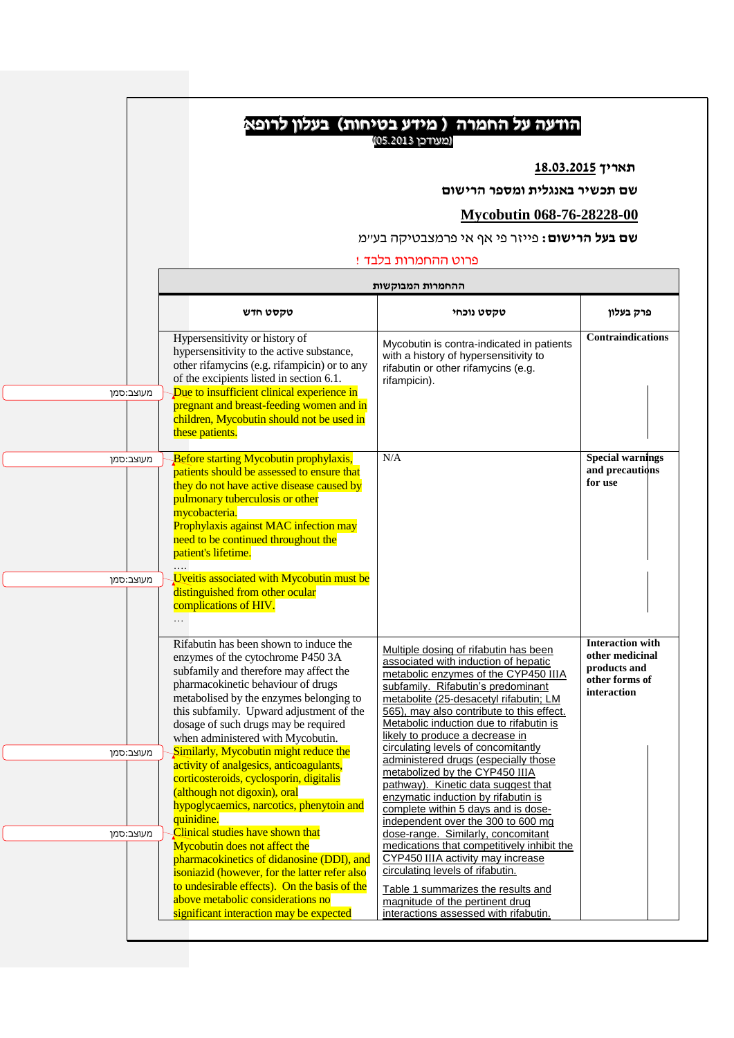# הודעה על החמרה ( מידע בטיחות) בעלון לרופא

(מעודכן 05.2013)

**תאריך 18.03.2015**

**שם תכשיר באנגלית ומספר הרישום**

**Mycobutin 068-76-28228-00**

**שם בעל הרישום:** פייזר פי אף אי פרמצבטיקה בע"מ

! פרוט ההחמרות בלבד

| ההחמרות המבוקשות | | |
|---|---|---|
| **פרק בעלון** | **טקסט נוכחי** | **טקסט חדש** |
| **Contraindications** | Mycobutin is contra-indicated in patients with a history of hypersensitivity to rifabutin or other rifamycins (e.g. rifampicin). | Hypersensitivity or history of hypersensitivity to the active substance, other rifamycins (e.g. rifampicin) or to any of the excipients listed in section 6.1. Due to insufficient clinical experience in pregnant and breast-feeding women and in children, Mycobutin should not be used in these patients. |
| **Special warnings and precautions for use** | N/A | Before starting Mycobutin prophylaxis, patients should be assessed to ensure that they do not have active disease caused by pulmonary tuberculosis or other mycobacteria. Prophylaxis against MAC infection may need to be continued throughout the patient's lifetime. …. Uveitis associated with Mycobutin must be distinguished from other ocular complications of HIV. … |
| **Interaction with other medicinal products and other forms of interaction** | Multiple dosing of rifabutin has been associated with induction of hepatic metabolic enzymes of the CYP450 IIIA subfamily. Rifabutin's predominant metabolite (25-desacetyl rifabutin; LM 565), may also contribute to this effect. Metabolic induction due to rifabutin is likely to produce a decrease in circulating levels of concomitantly administered drugs (especially those metabolized by the CYP450 IIIA pathway). Kinetic data suggest that enzymatic induction by rifabutin is complete within 5 days and is dose-independent over the 300 to 600 mg dose-range. Similarly, concomitant medications that competitively inhibit the CYP450 IIIA activity may increase circulating levels of rifabutin. Table 1 summarizes the results and magnitude of the pertinent drug interactions assessed with rifabutin. | Rifabutin has been shown to induce the enzymes of the cytochrome P450 3A subfamily and therefore may affect the pharmacokinetic behaviour of drugs metabolised by the enzymes belonging to this subfamily. Upward adjustment of the dosage of such drugs may be required when administered with Mycobutin. Similarly, Mycobutin might reduce the activity of analgesics, anticoagulants, corticosteroids, cyclosporin, digitalis (although not digoxin), oral hypoglycaemics, narcotics, phenytoin and quinidine. Clinical studies have shown that Mycobutin does not affect the pharmacokinetics of didanosine (DDI), and isoniazid (however, for the latter refer also to undesirable effects). On the basis of the above metabolic considerations no significant interaction may be expected |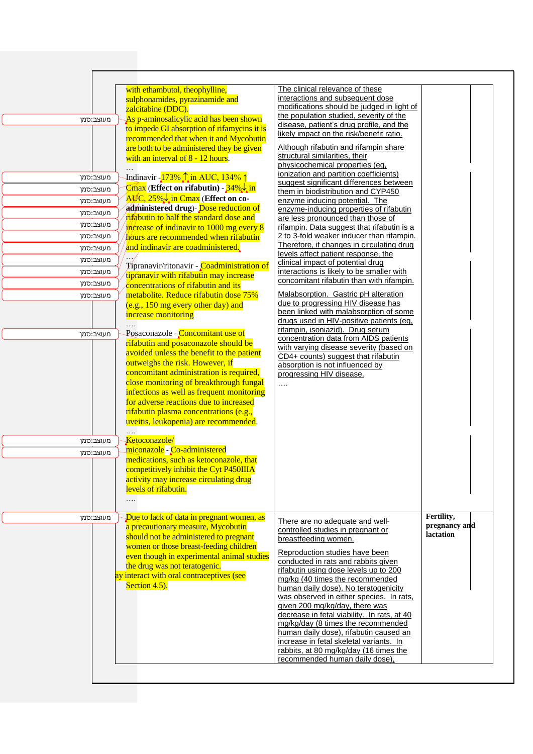| | | | |
|---|---|---|---|
| with ethambutol, theophylline, sulphonamides, pyrazinamide and zalcitabine (DDC).<br>As p-aminosalicylic acid has been shown to impede GI absorption of rifamycins it is recommended that when it and Mycobutin are both to be administered they be given with an interval of 8 - 12 hours.<br>…<br>Indinavir - 173% ↑ in AUC, 134% ↑ Cmax (**Effect on rifabutin**) - 34%↓ in AUC, 25%↓ in Cmax (**Effect on co-administered drug**)- Dose reduction of rifabutin to half the standard dose and increase of indinavir to 1000 mg every 8 hours are recommended when rifabutin and indinavir are coadministered.<br>…<br>Tipranavir/ritonavir - Coadministration of tipranavir with rifabutin may increase concentrations of rifabutin and its metabolite. Reduce rifabutin dose 75% (e.g., 150 mg every other day) and increase monitoring<br>….<br>Posaconazole - Concomitant use of rifabutin and posaconazole should be avoided unless the benefit to the patient outweighs the risk. However, if concomitant administration is required, close monitoring of breakthrough fungal infections as well as frequent monitoring for adverse reactions due to increased rifabutin plasma concentrations (e.g., uveitis, leukopenia) are recommended.<br>….<br>Ketoconazole/ miconazole - Co-administered medications, such as ketoconazole, that competitively inhibit the Cyt P450IIIA activity may increase circulating drug levels of rifabutin.<br>…. | The clinical relevance of these interactions and subsequent dose modifications should be judged in light of the population studied, severity of the disease, patient's drug profile, and the likely impact on the risk/benefit ratio.<br>Although rifabutin and rifampin share structural similarities, their physicochemical properties (eg, ionization and partition coefficients) suggest significant differences between them in biodistribution and CYP450 enzyme inducing potential. The enzyme-inducing properties of rifabutin are less pronounced than those of rifampin. Data suggest that rifabutin is a 2 to 3-fold weaker inducer than rifampin. Therefore, if changes in circulating drug levels affect patient response, the clinical impact of potential drug interactions is likely to be smaller with concomitant rifabutin than with rifampin.<br>Malabsorption. Gastric pH alteration due to progressing HIV disease has been linked with malabsorption of some drugs used in HIV-positive patients (eg, rifampin, isoniazid). Drug serum concentration data from AIDS patients with varying disease severity (based on CD4+ counts) suggest that rifabutin absorption is not influenced by progressing HIV disease.<br>…. | | |
| Due to lack of data in pregnant women, as a precautionary measure, Mycobutin should not be administered to pregnant women or those breast-feeding children even though in experimental animal studies the drug was not teratogenic.<br>ay interact with oral contraceptives (see Section 4.5). | There are no adequate and well-controlled studies in pregnant or breastfeeding women.<br>Reproduction studies have been conducted in rats and rabbits given rifabutin using dose levels up to 200 mg/kg (40 times the recommended human daily dose). No teratogenicity was observed in either species. In rats, given 200 mg/kg/day, there was decrease in fetal viability. In rats, at 40 mg/kg/day (8 times the recommended human daily dose), rifabutin caused an increase in fetal skeletal variants. In rabbits, at 80 mg/kg/day (16 times the recommended human daily dose), | **Fertility, pregnancy and lactation** | |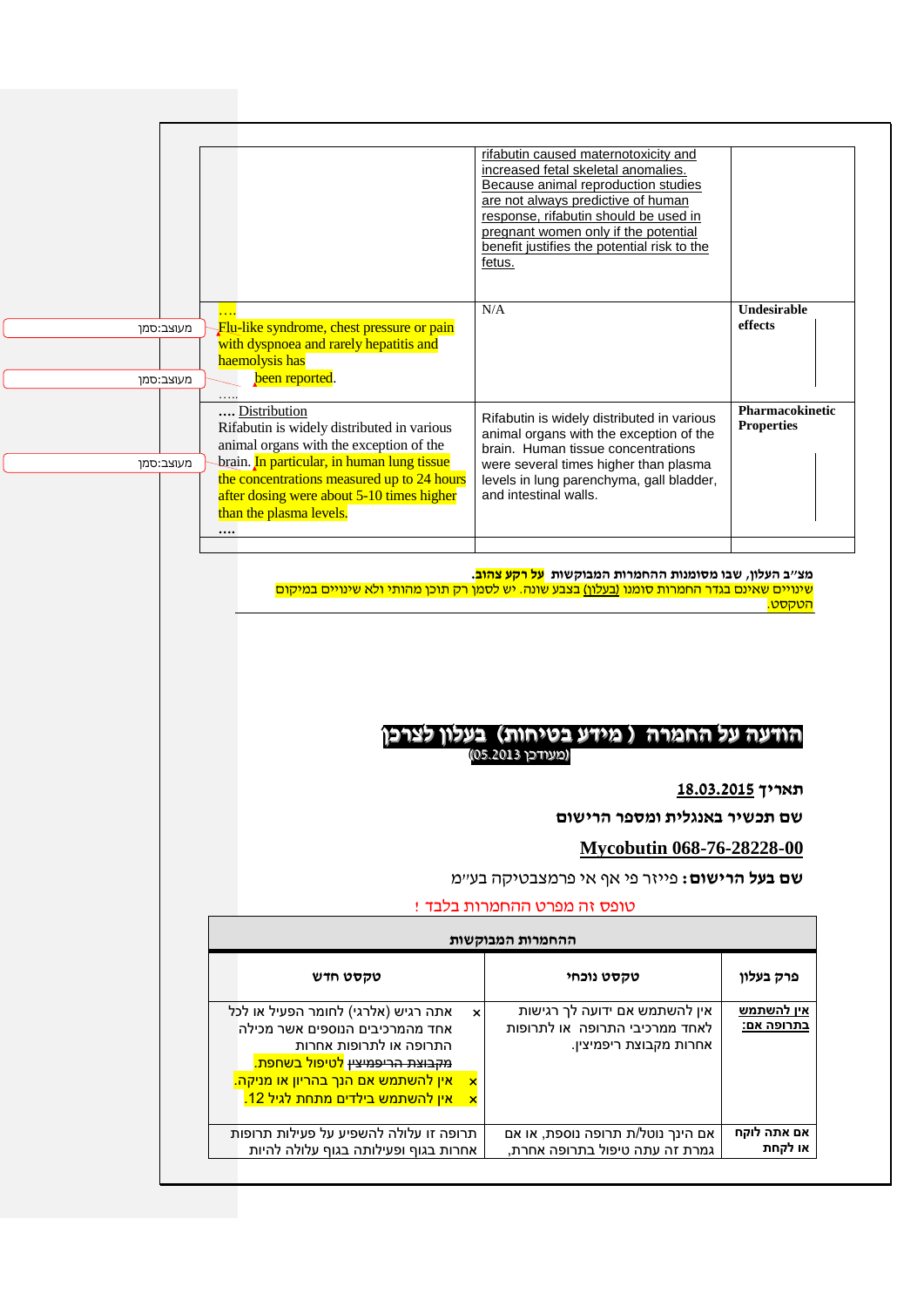| | | |
|---|---|---|
| | rifabutin caused maternotoxicity and increased fetal skeletal anomalies. Because animal reproduction studies are not always predictive of human response, rifabutin should be used in pregnant women only if the potential benefit justifies the potential risk to the fetus. | |
| …. Flu-like syndrome, chest pressure or pain with dyspnoea and rarely hepatitis and haemolysis has been reported. ….. | N/A | **Undesirable effects** |
| …. Distribution Rifabutin is widely distributed in various animal organs with the exception of the brain. In particular, in human lung tissue the concentrations measured up to 24 hours after dosing were about 5-10 times higher than the plasma levels. …. | Rifabutin is widely distributed in various animal organs with the exception of the brain. Human tissue concentrations were several times higher than plasma levels in lung parenchyma, gall bladder, and intestinal walls. | **Pharmacokinetic Properties** |
| | | |

מעוצב:סמן

מעוצב:סמן

מעוצב:סמן

**מצ"ב העלון, שבו מסומנות ההחמרות המבוקשות על רקע צהוב.**
שינויים שאינם בגדר החמרות סומנו (בעלון) בצבע שונה. יש לסמן רק תוכן מהותי ולא שינויים במיקום הטקסט.

# הודעה על החמרה ( מידע בטיחות) בעלון לצרכן

(מעודכן 05.2013)

**תאריך 18.03.2015**

**שם תכשיר באנגלית ומספר הרישום**

**Mycobutin 068-76-28228-00**

**שם בעל הרישום:** פייזר פי אף אי פרמצבטיקה בע"מ

טופס זה מפרט ההחמרות בלבד !

| ההחמרות המבוקשות | | |
|---|---|---|
| **פרק בעלון** | **טקסט נוכחי** | **טקסט חדש** |
| **אין להשתמש בתרופה אם:** | אין להשתמש אם ידוע לך רגישות לאחד ממרכיבי התרופה או לתרופות אחרות מקבוצת ריפמיצין. | × אתה רגיש (אלרגי) לחומר הפעיל או לכל אחד מהמרכיבים הנוספים אשר מכילה התרופה או לתרופות אחרות ~~מקבוצת הריפמיצין~~ לטיפול בשחפת.<br>× אין להשתמש אם הנך בהריון או מניקה.<br>× אין להשתמש בילדים מתחת לגיל 12. |
| **אם אתה לוקח או לקחת** | אם הינך נוטל/ת תרופה נוספת, או אם גמרת זה עתה טיפול בתרופה אחרת, | תרופה זו עלולה להשפיע על פעילות תרופות אחרות בגוף ופעילותה בגוף עלולה להיות |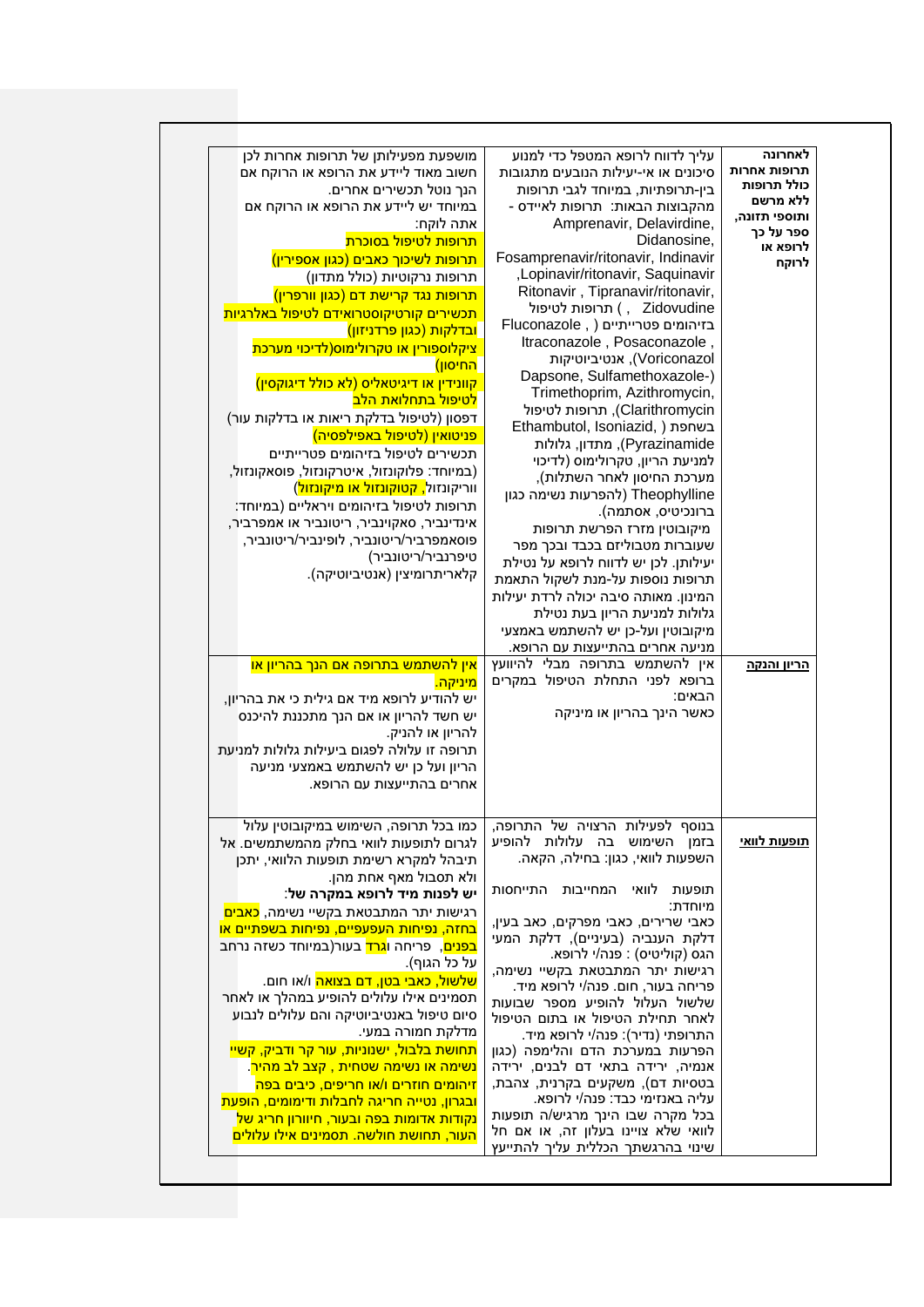| | | |
|---|---|---|
| **לאחרונה תרופות אחרות כולל תרופות ללא מרשם ותוספי תזונה, ספר על כך לרופא או לרוקח** | עליך לדווח לרופא המטפל כדי למנוע סיכונים או אי-יעילות הנובעים מתגובות בין-תרופתיות, במיוחד לגבי תרופות מהקבוצות הבאות: תרופות לאיידס - Amprenavir, Delavirdine, Didanosine, Fosamprenavir/ritonavir, Indinavir ,Lopinavir/ritonavir, Saquinavir Ritonavir , Tipranavir/ritonavir, Zidovudine ) תרופות לטיפול בזיהומים פטרייתיים ( , Fluconazole Itraconazole , Posaconazole , Voriconazol), אנטיביוטיקות Dapsone, Sulfamethoxazole-) Trimethoprim, Azithromycin, Clarithromycin), תרופות לטיפול בשחפת ( ,Ethambutol, Isoniazid Pyrazinamide), מתדון, גלולות למניעת הריון, טקרולימוס (לדיכוי מערכת החיסון לאחר השתלות), Theophylline (להפרעות נשימה כגון ברונכיטיס, אסתמה). מיקובוטין מזרז הפרשת תרופות שעוברות מטבוליזם בכבד ובכך מפר יעילותן. לכן יש לדווח לרופא על נטילת תרופות נוספות על-מנת לשקול התאמת המינון. מאותה סיבה יכולה לרדת יעילות גלולות למניעת הריון בעת נטילת מיקובוטין ועל-כן יש להשתמש באמצעי מניעה אחרים בהתייעצות עם הרופא. | מושפעת מפעילותן של תרופות אחרות לכן חשוב מאוד ליידע את הרופא או הרוקח אם הנך נוטל תכשירים אחרים. במיוחד יש ליידע את הרופא או הרוקח אם אתה לוקח: תרופות לטיפול בסוכרת תרופות לשיכוך כאבים (כגון אספירין) תרופות נרקוטיות (כולל מתדון) תרופות נגד קרישת דם (כגון וורפרין) תכשירים קורטיקוסטרואידים לטיפול באלרגיות ובדלקות (כגון פרדניזון) ציקלוספורין או טקרולימוס(לדיכוי מערכת החיסון) קווינידין או דיגיטאליס (לא כולל דיגוקסין) לטיפול בתחלואת הלב דפסון (לטיפול בדלקת ריאות או בדלקות עור) פניטואין (לטיפול באפילפסיה) תכשירים לטיפול בזיהומים פטרייתיים (במיוחד: פלוקונזול, איטרקונזול, פוסאקונזול, ווריקונזול, קטוקונזול או מיקונזול) תרופות לטיפול בזיהומים ויראליים (במיוחד: אינדינביר, סאקוינביר, ריטונביר או אמפרביר, פוסאמפרביר/ריטונביר, לופינביר/ריטונביר, טיפרנביר/ריטונביר) קלאריתרומיצין (אנטיביוטיקה). |
| **הריון והנקה** | אין להשתמש בתרופה מבלי להיוועץ ברופא לפני התחלת הטיפול במקרים הבאים: כאשר הינך בהריון או מיניקה | אין להשתמש בתרופה אם הנך בהריון או מיניקה. יש להודיע לרופא מיד אם גילית כי את בהריון, יש חשד להריון או אם הנך מתכננת להיכנס להריון או להניק. תרופה זו עלולה לפגוע ביעילות גלולות למניעת הריון ועל כן יש להשתמש באמצעי מניעה אחרים בהתייעצות עם הרופא. |
| **תופעות לוואי** | בנוסף לפעילות הרצויה של התרופה, בזמן השימוש בה עלולות להופיע השפעות לוואי, כגון: בחילה, הקאה. תופעות לוואי המחייבות התייחסות מיוחדת: כאבי שרירים, כאבי מפרקים, כאב בעין, דלקת הענביה (בעיניים), דלקת המעי הגס (קוליטיס) : פנה/י לרופא. רגישות יתר המתבטאת בקשיי נשימה, פריחה בעור, חום. פנה/י לרופא מיד. שלשול העלול להופיע מספר שבועות לאחר תחילת הטיפול או בתום הטיפול התרופתי (נדיר): פנה/י לרופא מיד. הפרעות במערכת הדם והלימפה (כגון אנמיה, ירידה בתאי דם לבנים, ירידה בטסיות דם), משקעים בקרנית, צהבת, עליה באנזימי כבד: פנה/י לרופא. בכל מקרה שבו הינך מרגיש/ה תופעות לוואי שלא צויינו בעלון זה, או אם חל שינוי בהרגשתך הכללית עליך להתייעץ | כמו בכל תרופה, השימוש במיקובוטין עלול לגרום לתופעות לוואי בחלק מהמשתמשים. אל תיבהל למקרא רשימת תופעות הלוואי, יתכן ולא תסבול מאף אחת מהן. **יש לפנות מיד לרופא במקרה של**: רגישות יתר המתבטאת בקשיי נשימה, כאבים בחזה, נפיחות העפעפיים, נפיחות בשפתיים או בפנים, פריחה וגרד בעור(במיוחד כשזה נרחב על כל הגוף). שלשול, כאבי בטן, דם בצואה ו/או חום. תסמינים אילו עלולים להופיע במהלך או לאחר סיום טיפול באנטיביוטיקה והם עלולים לנבוע מדלקת חמורה במעי. תחושת בלבול, ישנוניות, עור קר ודביק, קשיי נשימה או נשימה שטחית , קצב לב מהיר. זיהומים חוזרים ו/או חריפים, כיבים בפה ובגרון, נטייה חריגה לחבלות ודימומים, הופעת נקודות אדומות בפה ובעור, חיוורון חריג של העור, תחושת חולשה. תסמינים אילו עלולים |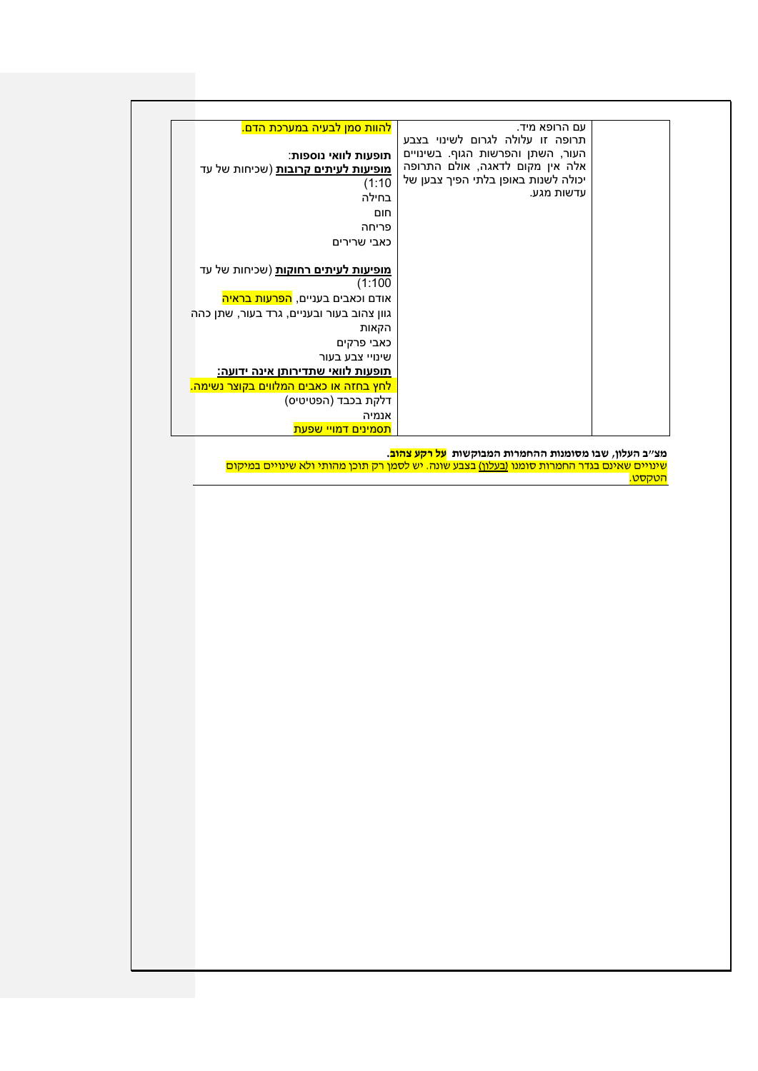| | | |
|---|---|---|
| להוות סמן לבעיה במערכת הדם.<br><br>**תופעות לוואי נוספות**:<br>**מופיעות לעיתים קרובות** (שכיחות של עד 1:10)<br>בחילה<br>חום<br>פריחה<br>כאבי שרירים<br><br>**מופיעות לעיתים רחוקות** (שכיחות של עד 1:100)<br>אודם וכאבים בעיניים, הפרעות בראיה<br>גוון צהוב בעור ובעיניים, גרד בעור, שתן כהה<br>הקאות<br>כאבי פרקים<br>שינויי צבע בעור<br>**תופעות לוואי שתדירותן אינה ידועה:**<br>לחץ בחזה או כאבים המלווים בקוצר נשימה.<br>דלקת בכבד (הפטיטיס)<br>אנמיה<br>תסמינים דמויי שפעת | עם הרופא מיד.<br>תרופה זו עלולה לגרום לשינוי בצבע העור, השתן והפרשות הגוף. בשינויים אלה אין מקום לדאגה, אולם התרופה יכולה לשנות באופן בלתי הפיך צבעון של עדשות מגע. | |

**מצ"ב העלון, שבו מסומנות ההחמרות המבוקשות על רקע צהוב.**
שינויים שאינם בגדר החמרות סומנו (בעלון) בצבע שונה. יש לסמן רק תוכן מהותי ולא שינויים במיקום הטקסט.